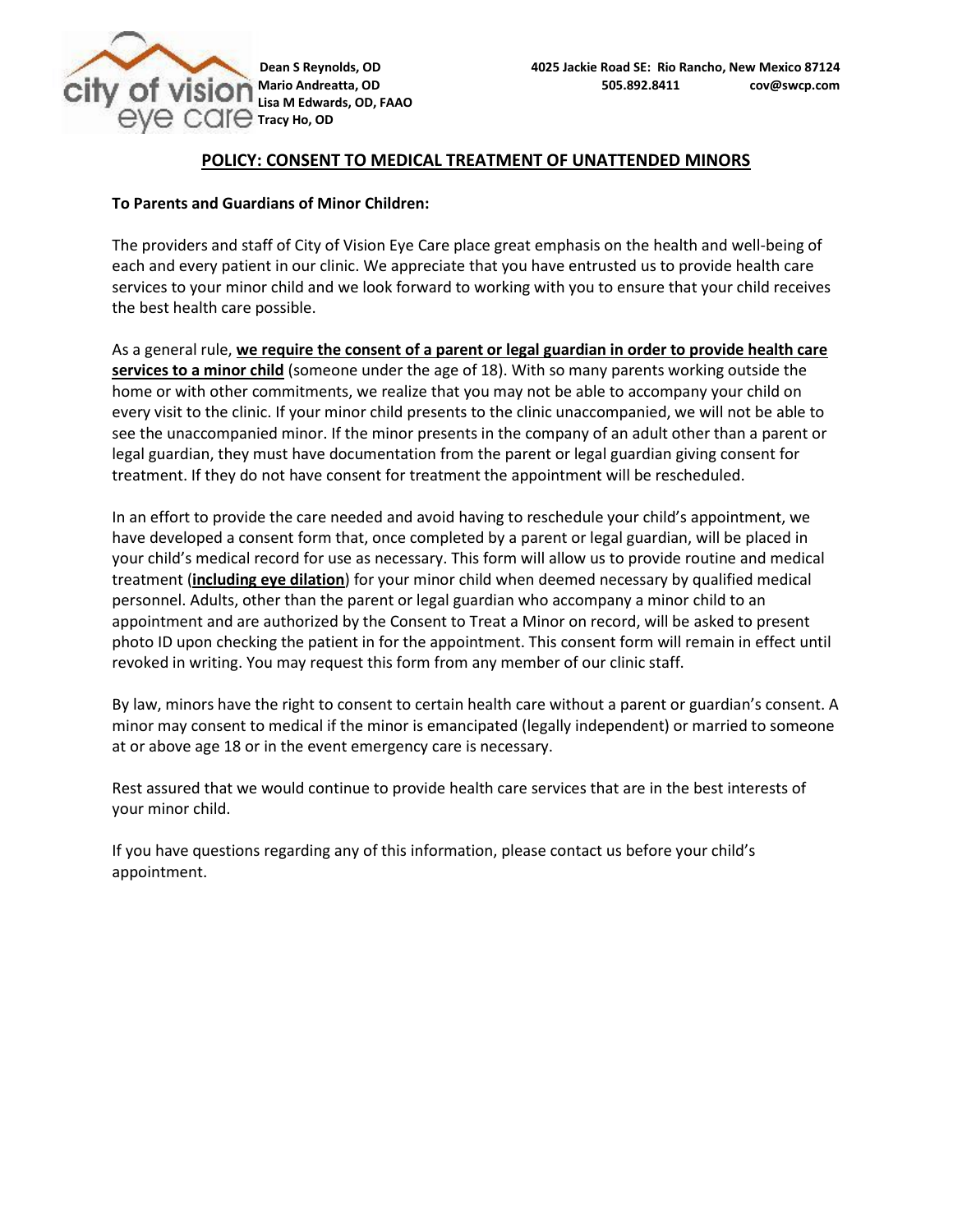Dean S Reynolds, OD
Mario Andreatta, OD
Lisa M Edwards, OD, FAAO
Tracy Ho, OD

4025 Jackie Road SE: Rio Rancho, New Mexico 87124
505.892.8411 cov@swcp.com

## POLICY: CONSENT TO MEDICAL TREATMENT OF UNATTENDED MINORS

**To Parents and Guardians of Minor Children:**

The providers and staff of City of Vision Eye Care place great emphasis on the health and well-being of each and every patient in our clinic. We appreciate that you have entrusted us to provide health care services to your minor child and we look forward to working with you to ensure that your child receives the best health care possible.

As a general rule, **we require the consent of a parent or legal guardian in order to provide health care services to a minor child** (someone under the age of 18). With so many parents working outside the home or with other commitments, we realize that you may not be able to accompany your child on every visit to the clinic. If your minor child presents to the clinic unaccompanied, we will not be able to see the unaccompanied minor. If the minor presents in the company of an adult other than a parent or legal guardian, they must have documentation from the parent or legal guardian giving consent for treatment. If they do not have consent for treatment the appointment will be rescheduled.

In an effort to provide the care needed and avoid having to reschedule your child's appointment, we have developed a consent form that, once completed by a parent or legal guardian, will be placed in your child's medical record for use as necessary. This form will allow us to provide routine and medical treatment (**including eye dilation**) for your minor child when deemed necessary by qualified medical personnel. Adults, other than the parent or legal guardian who accompany a minor child to an appointment and are authorized by the Consent to Treat a Minor on record, will be asked to present photo ID upon checking the patient in for the appointment. This consent form will remain in effect until revoked in writing. You may request this form from any member of our clinic staff.

By law, minors have the right to consent to certain health care without a parent or guardian's consent. A minor may consent to medical if the minor is emancipated (legally independent) or married to someone at or above age 18 or in the event emergency care is necessary.

Rest assured that we would continue to provide health care services that are in the best interests of your minor child.

If you have questions regarding any of this information, please contact us before your child's appointment.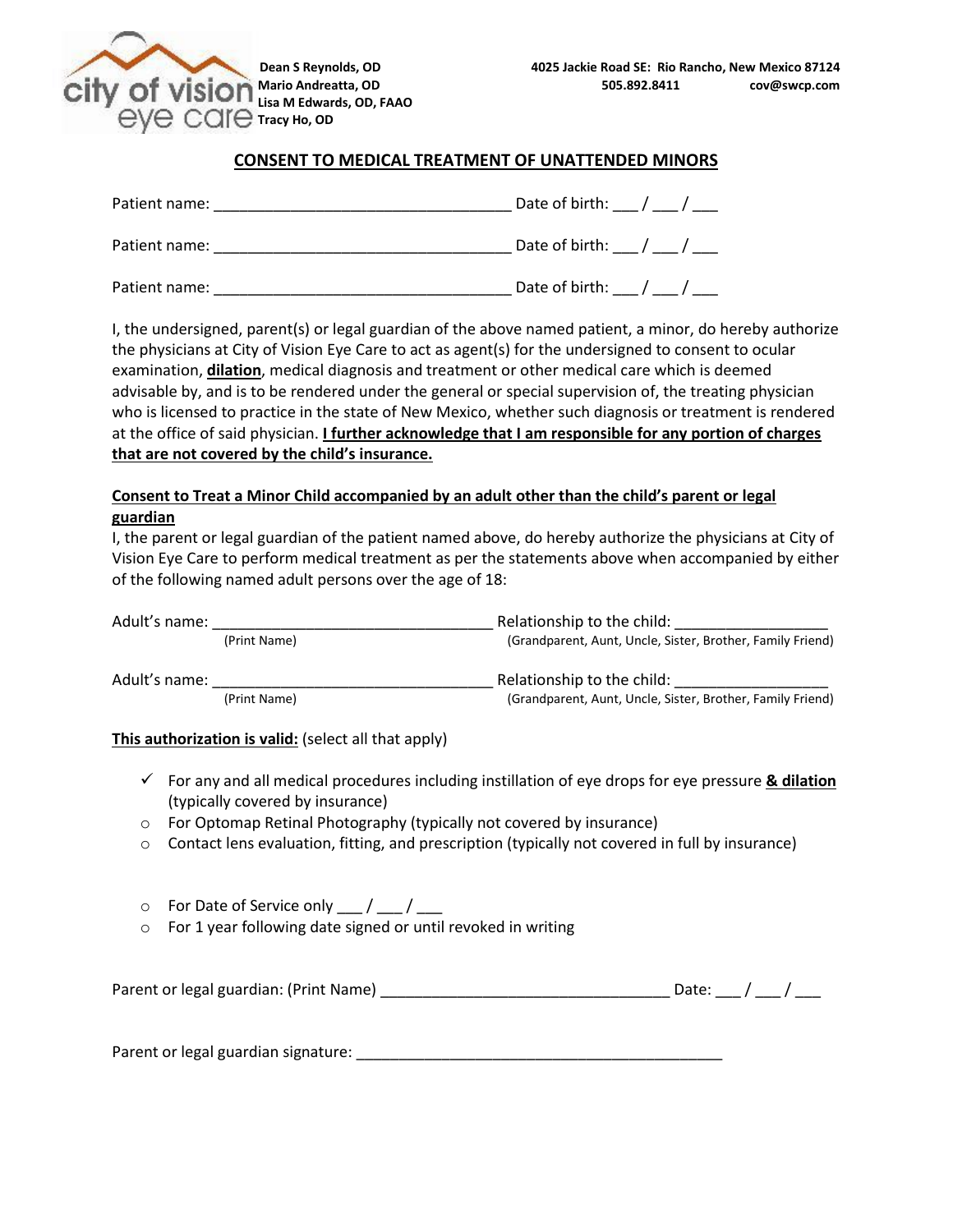Dean S Reynolds, OD
Mario Andreatta, OD
Lisa M Edwards, OD, FAAO
Tracy Ho, OD

4025 Jackie Road SE: Rio Rancho, New Mexico 87124
505.892.8411 cov@swcp.com

## CONSENT TO MEDICAL TREATMENT OF UNATTENDED MINORS

Patient name: ___________________________________ Date of birth: ___ / ___ / ___

Patient name: ___________________________________ Date of birth: ___ / ___ / ___

Patient name: ___________________________________ Date of birth: ___ / ___ / ___

I, the undersigned, parent(s) or legal guardian of the above named patient, a minor, do hereby authorize the physicians at City of Vision Eye Care to act as agent(s) for the undersigned to consent to ocular examination, **dilation**, medical diagnosis and treatment or other medical care which is deemed advisable by, and is to be rendered under the general or special supervision of, the treating physician who is licensed to practice in the state of New Mexico, whether such diagnosis or treatment is rendered at the office of said physician. **I further acknowledge that I am responsible for any portion of charges that are not covered by the child's insurance.**

**Consent to Treat a Minor Child accompanied by an adult other than the child's parent or legal guardian**

I, the parent or legal guardian of the patient named above, do hereby authorize the physicians at City of Vision Eye Care to perform medical treatment as per the statements above when accompanied by either of the following named adult persons over the age of 18:

Adult's name: _________________________________ Relationship to the child: _________________
(Print Name) (Grandparent, Aunt, Uncle, Sister, Brother, Family Friend)

Adult's name: _________________________________ Relationship to the child: _________________
(Print Name) (Grandparent, Aunt, Uncle, Sister, Brother, Family Friend)

**This authorization is valid:** (select all that apply)

- ✓ For any and all medical procedures including instillation of eye drops for eye pressure **& dilation** (typically covered by insurance)
- ○ For Optomap Retinal Photography (typically not covered by insurance)
- ○ Contact lens evaluation, fitting, and prescription (typically not covered in full by insurance)

- ○ For Date of Service only ___ / ___ / ___
- ○ For 1 year following date signed or until revoked in writing

Parent or legal guardian: (Print Name) _________________________________ Date: ___ / ___ / ___

Parent or legal guardian signature: ___________________________________________